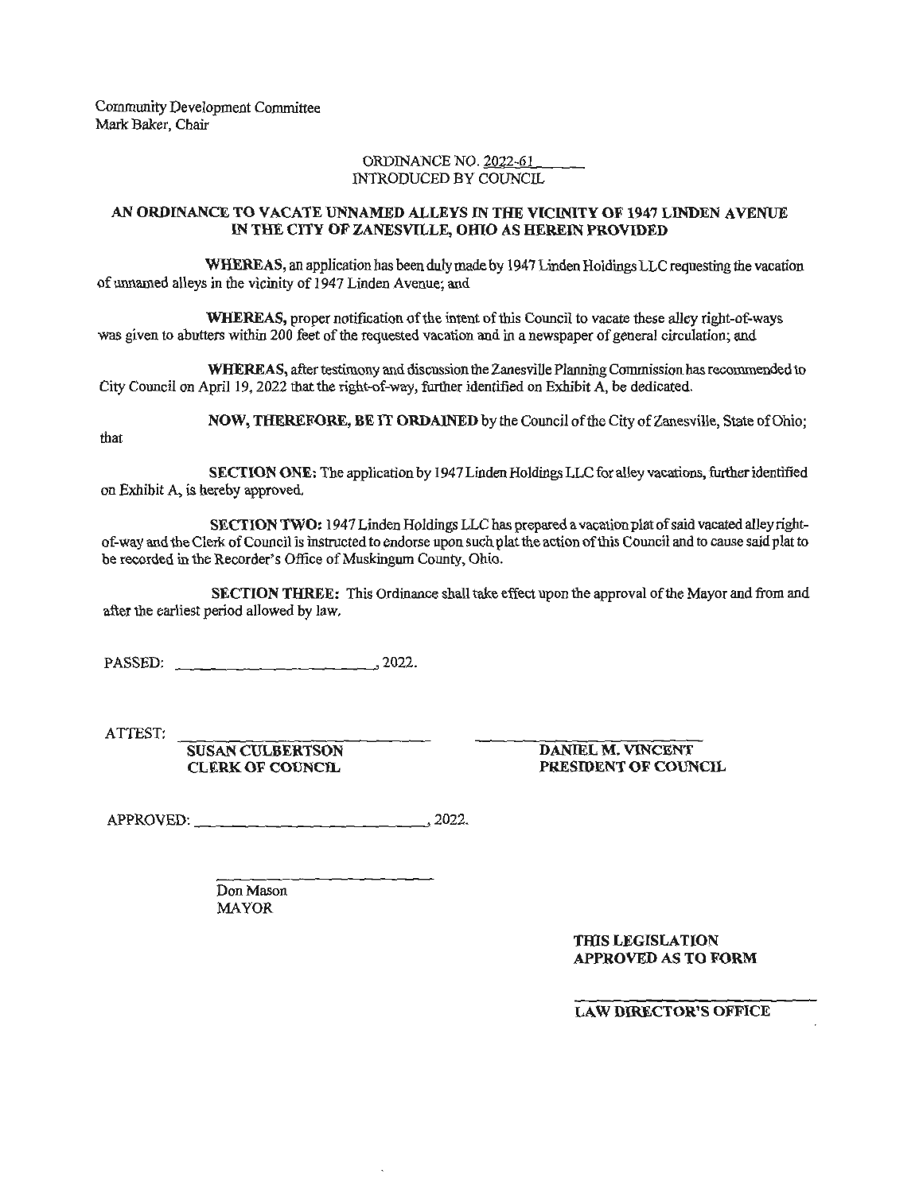Community Development Committee
Mark Baker, Chair

ORDINANCE NO. 2022-61
INTRODUCED BY COUNCIL

**AN ORDINANCE TO VACATE UNNAMED ALLEYS IN THE VICINITY OF 1947 LINDEN AVENUE IN THE CITY OF ZANESVILLE, OHIO AS HEREIN PROVIDED**

**WHEREAS,** an application has been duly made by 1947 Linden Holdings LLC requesting the vacation of unnamed alleys in the vicinity of 1947 Linden Avenue; and

**WHEREAS,** proper notification of the intent of this Council to vacate these alley right-of-ways was given to abutters within 200 feet of the requested vacation and in a newspaper of general circulation; and

**WHEREAS,** after testimony and discussion the Zanesville Planning Commission has recommended to City Council on April 19, 2022 that the right-of-way, further identified on Exhibit A, be dedicated.

**NOW, THEREFORE, BE IT ORDAINED** by the Council of the City of Zanesville, State of Ohio; that

**SECTION ONE:** The application by 1947 Linden Holdings LLC for alley vacations, further identified on Exhibit A, is hereby approved.

**SECTION TWO:** 1947 Linden Holdings LLC has prepared a vacation plat of said vacated alley right-of-way and the Clerk of Council is instructed to endorse upon such plat the action of this Council and to cause said plat to be recorded in the Recorder's Office of Muskingum County, Ohio.

**SECTION THREE:** This Ordinance shall take effect upon the approval of the Mayor and from and after the earliest period allowed by law.

PASSED: ______________________, 2022.

ATTEST: ______________________ ______________________

**SUSAN CULBERTSON**
**CLERK OF COUNCIL**

**DANIEL M. VINCENT**
**PRESIDENT OF COUNCIL**

APPROVED: ______________________, 2022.

______________________
Don Mason
MAYOR

**THIS LEGISLATION APPROVED AS TO FORM**

______________________
**LAW DIRECTOR'S OFFICE**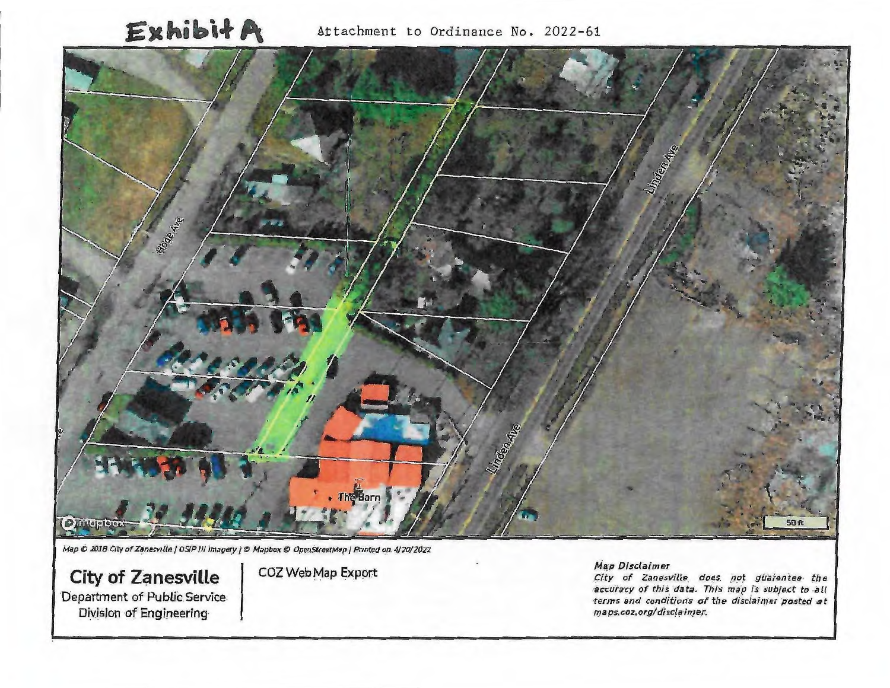# Exhibit A

Attachment to Ordinance No. 2022-61

Hoge Ave

Linden Ave

Linden Ave

The Barn

mapbox

50 ft

*Map © 2018 City of Zanesville | OSIP III Imagery | © Mapbox © OpenStreetMap | Printed on 4/20/2022*

**City of Zanesville**
Department of Public Service
Division of Engineering

COZ Web Map Export

***Map Disclaimer***
*City of Zanesville does not guarantee the accuracy of this data. This map is subject to all terms and conditions of the disclaimer posted at maps.coz.org/disclaimer.*